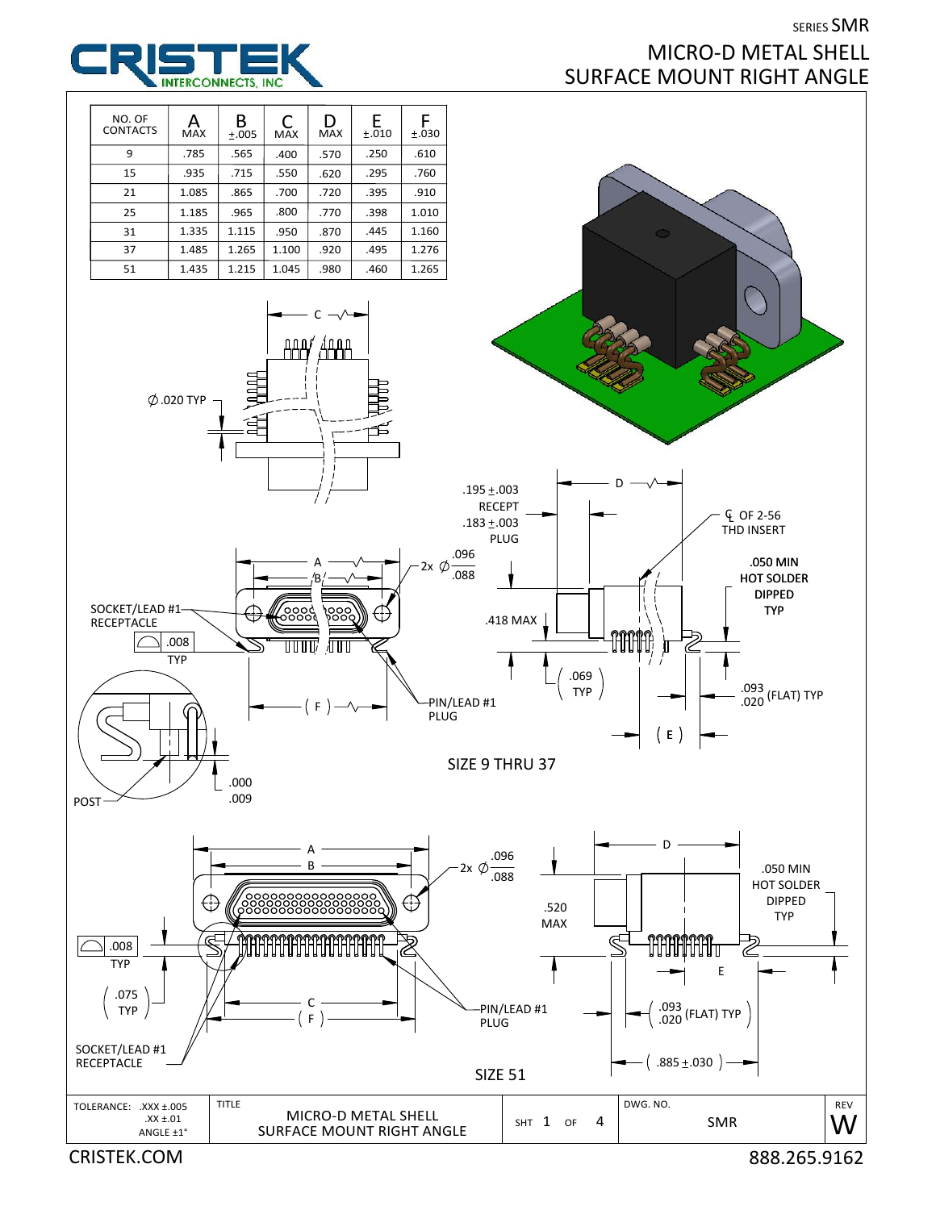SERIES SMR

# MICRO-D METAL SHELL SURFACE MOUNT RIGHT ANGLE

| NO. OF CONTACTS | A MAX | B ±.005 | C MAX | D MAX | E ±.010 | F ±.030 |
|---|---|---|---|---|---|---|
| 9 | .785 | .565 | .400 | .570 | .250 | .610 |
| 15 | .935 | .715 | .550 | .620 | .295 | .760 |
| 21 | 1.085 | .865 | .700 | .720 | .395 | .910 |
| 25 | 1.185 | .965 | .800 | .770 | .398 | 1.010 |
| 31 | 1.335 | 1.115 | .950 | .870 | .445 | 1.160 |
| 37 | 1.485 | 1.265 | 1.100 | .920 | .495 | 1.276 |
| 51 | 1.435 | 1.215 | 1.045 | .980 | .460 | 1.265 |

Ø.020 TYP

.195 ±.003 RECEPT

.183 ±.003 PLUG

2x Ø .096/.088

℄ OF 2-56 THD INSERT

**.050 MIN HOT SOLDER DIPPED TYP**

SOCKET/LEAD #1 RECEPTACLE

.008 TYP

.418 MAX

( .069 TYP )

.093/.020 (FLAT) TYP

PIN/LEAD #1 PLUG

POST

.000/.009

SIZE 9 THRU 37

2x Ø .096/.088

.520 MAX

.050 MIN HOT SOLDER DIPPED TYP

.008 TYP

( .075 TYP )

.093/.020 (FLAT) TYP

PIN/LEAD #1 PLUG

SOCKET/LEAD #1 RECEPTACLE

( .885 ±.030 )

SIZE 51

| TOLERANCE: .XXX ±.005, .XX ±.01, ANGLE ±1° | TITLE: MICRO-D METAL SHELL SURFACE MOUNT RIGHT ANGLE | SHT 1 OF 4 | DWG. NO. SMR | REV W |
|---|---|---|---|---|

CRISTEK.COM 888.265.9162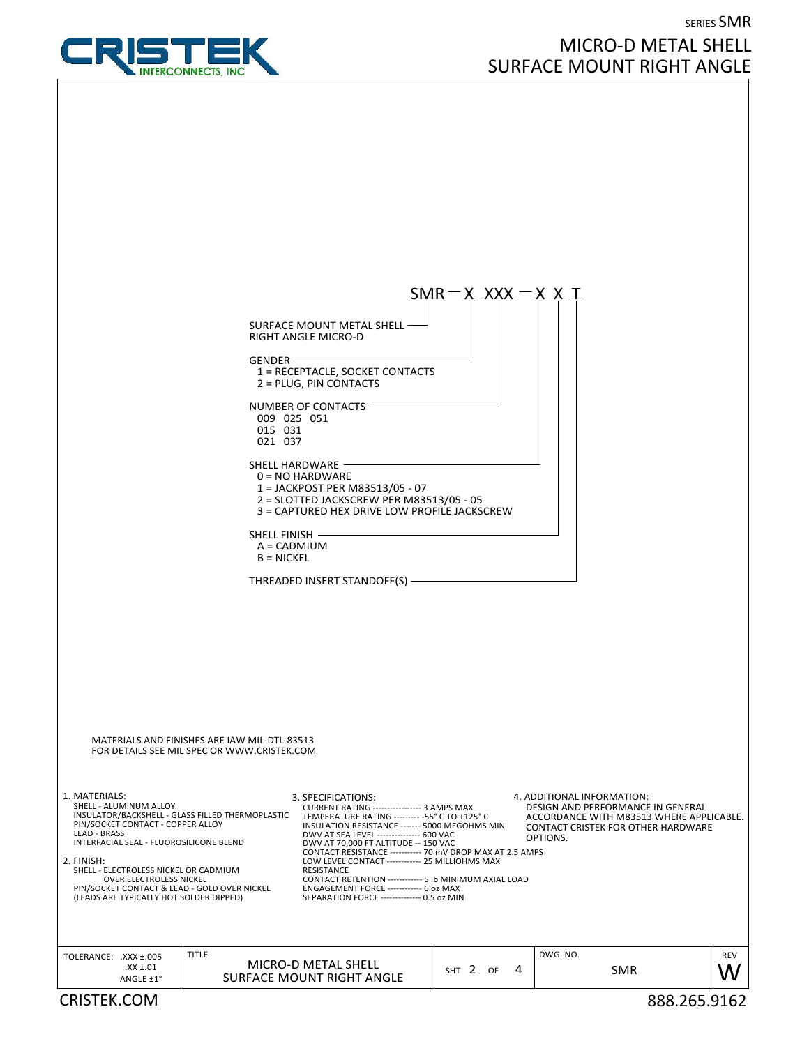# SERIES SMR
# MICRO-D METAL SHELL SURFACE MOUNT RIGHT ANGLE

**SMR — X XXX — X X T**

- SURFACE MOUNT METAL SHELL RIGHT ANGLE MICRO-D
- GENDER
  - 1 = RECEPTACLE, SOCKET CONTACTS
  - 2 = PLUG, PIN CONTACTS
- NUMBER OF CONTACTS
  - 009 025 051
  - 015 031
  - 021 037
- SHELL HARDWARE
  - 0 = NO HARDWARE
  - 1 = JACKPOST PER M83513/05 - 07
  - 2 = SLOTTED JACKSCREW PER M83513/05 - 05
  - 3 = CAPTURED HEX DRIVE LOW PROFILE JACKSCREW
- SHELL FINISH
  - A = CADMIUM
  - B = NICKEL
- THREADED INSERT STANDOFF(S)

MATERIALS AND FINISHES ARE IAW MIL-DTL-83513
FOR DETAILS SEE MIL SPEC OR WWW.CRISTEK.COM

1. MATERIALS:
   - SHELL - ALUMINUM ALLOY
   - INSULATOR/BACKSHELL - GLASS FILLED THERMOPLASTIC
   - PIN/SOCKET CONTACT - COPPER ALLOY
   - LEAD - BRASS
   - INTERFACIAL SEAL - FLUOROSILICONE BLEND

2. FINISH:
   - SHELL - ELECTROLESS NICKEL OR CADMIUM OVER ELECTROLESS NICKEL
   - PIN/SOCKET CONTACT & LEAD - GOLD OVER NICKEL (LEADS ARE TYPICALLY HOT SOLDER DIPPED)

3. SPECIFICATIONS:
   - CURRENT RATING ---------------- 3 AMPS MAX
   - TEMPERATURE RATING --------- -55° C TO +125° C
   - INSULATION RESISTANCE ------- 5000 MEGOHMS MIN
   - DWV AT SEA LEVEL --------------- 600 VAC
   - DWV AT 70,000 FT ALTITUDE -- 150 VAC
   - CONTACT RESISTANCE ----------- 70 mV DROP MAX AT 2.5 AMPS
   - LOW LEVEL CONTACT ------------ 25 MILLIOHMS MAX RESISTANCE
   - CONTACT RETENTION ------------ 5 lb MINIMUM AXIAL LOAD
   - ENGAGEMENT FORCE ------------ 6 oz MAX
   - SEPARATION FORCE -------------- 0.5 oz MIN

4. ADDITIONAL INFORMATION:
   DESIGN AND PERFORMANCE IN GENERAL ACCORDANCE WITH M83513 WHERE APPLICABLE. CONTACT CRISTEK FOR OTHER HARDWARE OPTIONS.

| TOLERANCE: .XXX ±.005 .XX ±.01 ANGLE ±1° | TITLE: MICRO-D METAL SHELL SURFACE MOUNT RIGHT ANGLE | SHT 2 OF 4 | DWG. NO. SMR | REV W |
|---|---|---|---|---|

CRISTEK.COM 888.265.9162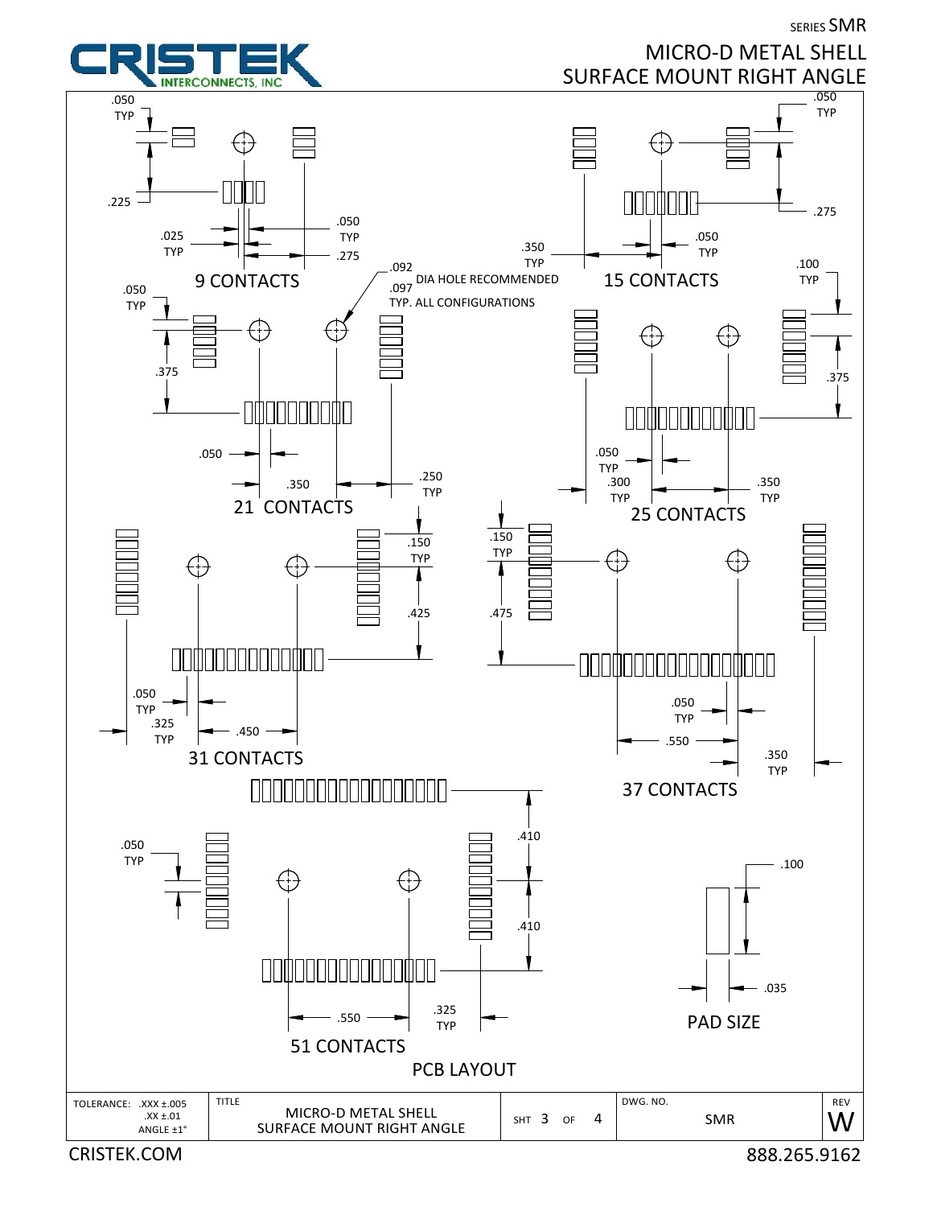SERIES SMR

# MICRO-D METAL SHELL SURFACE MOUNT RIGHT ANGLE

## PCB LAYOUT

.092 / .097 DIA HOLE RECOMMENDED TYP. ALL CONFIGURATIONS

### 9 CONTACTS

.050 TYP, .225, .025 TYP, .050 TYP, .275

### 15 CONTACTS

.050 TYP, .275, .350 TYP, .050 TYP

### 21 CONTACTS

.050 TYP, .375, .050, .350, .250 TYP

### 25 CONTACTS

.100 TYP, .375, .050 TYP, .300 TYP, .350 TYP

### 31 CONTACTS

.150 TYP, .425, .050 TYP, .325 TYP, .450

### 37 CONTACTS

.150 TYP, .475, .050 TYP, .550, .350 TYP

### 51 CONTACTS

.050 TYP, .410, .410, .550, .325 TYP

### PAD SIZE

.100, .035

| TOLERANCE: .XXX ±.005 .XX ±.01 ANGLE ±1° | TITLE: MICRO-D METAL SHELL SURFACE MOUNT RIGHT ANGLE | SHT 3 OF 4 | DWG. NO. SMR | REV W |
|---|---|---|---|---|

CRISTEK.COM 888.265.9162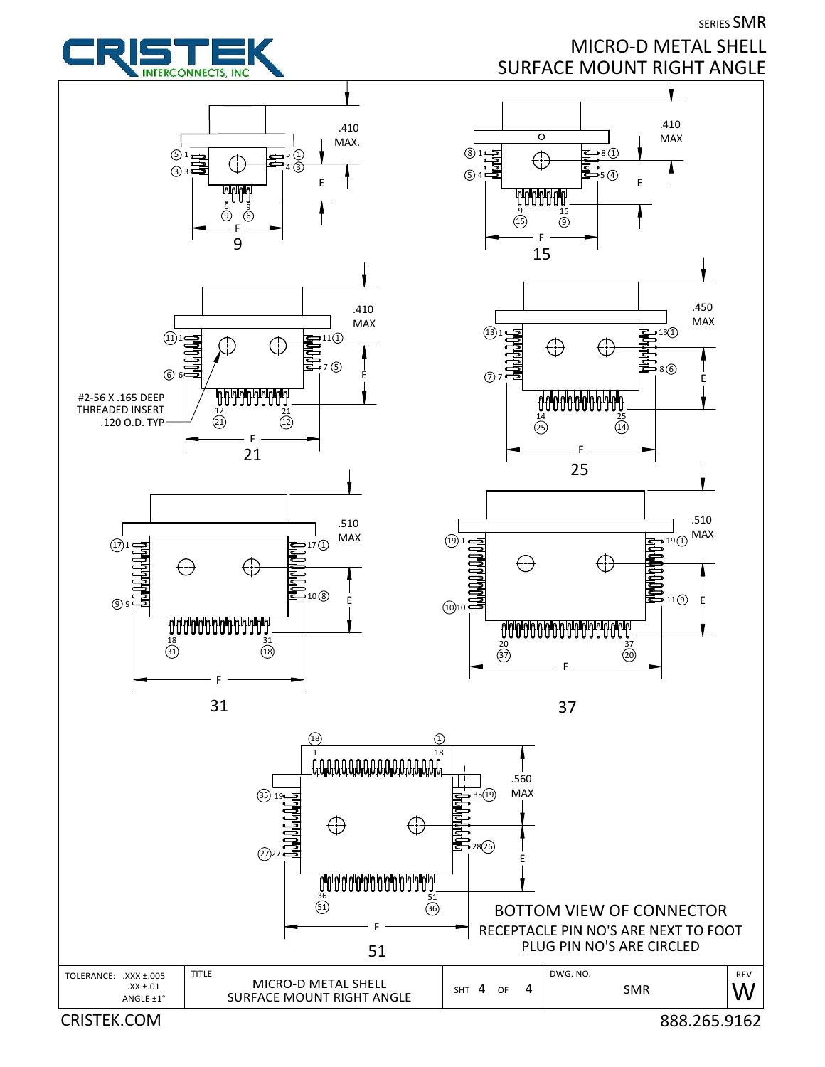SERIES SMR

# MICRO-D METAL SHELL SURFACE MOUNT RIGHT ANGLE

9

.410 MAX.

E

F

15

.410 MAX

E

F

21

.410 MAX

E

F

#2-56 X .165 DEEP THREADED INSERT .120 O.D. TYP

25

.450 MAX

E

F

31

.510 MAX

E

F

37

.510 MAX

E

F

51

.560 MAX

E

F

BOTTOM VIEW OF CONNECTOR

RECEPTACLE PIN NO'S ARE NEXT TO FOOT

PLUG PIN NO'S ARE CIRCLED

| | | | | |
|---|---|---|---|---|
| TOLERANCE: .XXX ±.005 .XX ±.01 ANGLE ±1° | TITLE MICRO-D METAL SHELL SURFACE MOUNT RIGHT ANGLE | SHT 4 OF 4 | DWG. NO. SMR | REV W |

CRISTEK.COM

888.265.9162